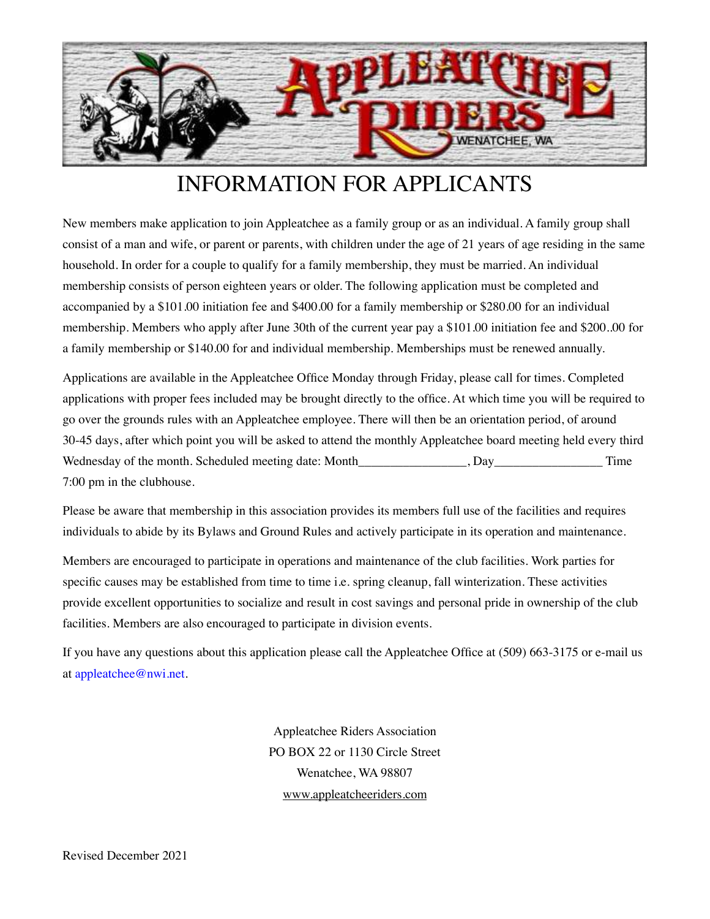APPLEATCHEE RIDERS
WENATCHEE, WA

# INFORMATION FOR APPLICANTS

New members make application to join Appleatchee as a family group or as an individual. A family group shall consist of a man and wife, or parent or parents, with children under the age of 21 years of age residing in the same household. In order for a couple to qualify for a family membership, they must be married. An individual membership consists of person eighteen years or older. The following application must be completed and accompanied by a $101.00 initiation fee and $400.00 for a family membership or $280.00 for an individual membership. Members who apply after June 30th of the current year pay a $101.00 initiation fee and $200..00 for a family membership or $140.00 for and individual membership. Memberships must be renewed annually.

Applications are available in the Appleatchee Office Monday through Friday, please call for times. Completed applications with proper fees included may be brought directly to the office. At which time you will be required to go over the grounds rules with an Appleatchee employee. There will then be an orientation period, of around 30-45 days, after which point you will be asked to attend the monthly Appleatchee board meeting held every third Wednesday of the month. Scheduled meeting date: Month________________, Day________________ Time 7:00 pm in the clubhouse.

Please be aware that membership in this association provides its members full use of the facilities and requires individuals to abide by its Bylaws and Ground Rules and actively participate in its operation and maintenance.

Members are encouraged to participate in operations and maintenance of the club facilities. Work parties for specific causes may be established from time to time i.e. spring cleanup, fall winterization. These activities provide excellent opportunities to socialize and result in cost savings and personal pride in ownership of the club facilities. Members are also encouraged to participate in division events.

If you have any questions about this application please call the Appleatchee Office at (509) 663-3175 or e-mail us at appleatchee@nwi.net.

Appleatchee Riders Association
PO BOX 22 or 1130 Circle Street
Wenatchee, WA 98807
www.appleatcheeriders.com

Revised December 2021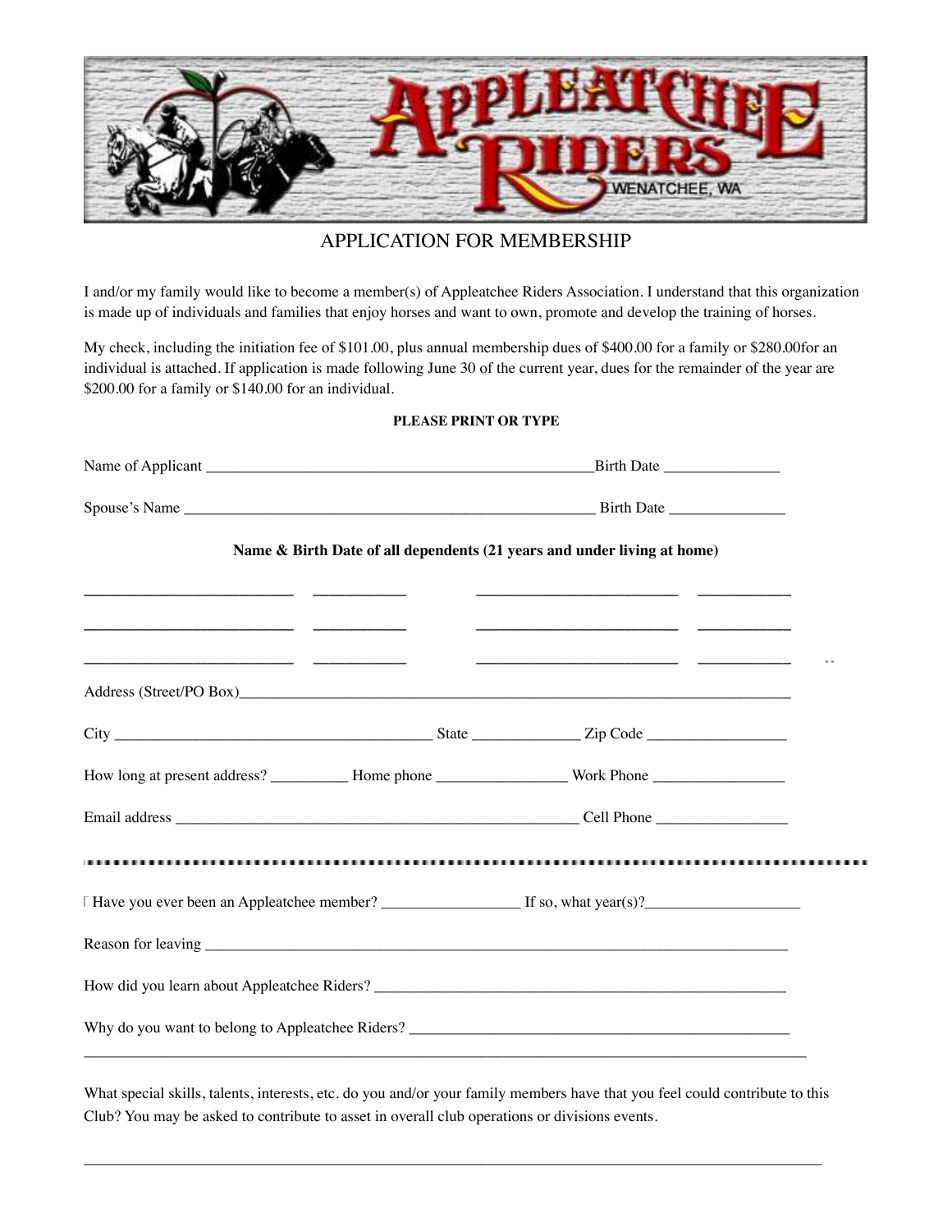# APPLICATION FOR MEMBERSHIP

I and/or my family would like to become a member(s) of Appleatchee Riders Association. I understand that this organization is made up of individuals and families that enjoy horses and want to own, promote and develop the training of horses.

My check, including the initiation fee of $101.00, plus annual membership dues of $400.00 for a family or $280.00for an individual is attached. If application is made following June 30 of the current year, dues for the remainder of the year are $200.00 for a family or $140.00 for an individual.

**PLEASE PRINT OR TYPE**

Name of Applicant ___________________________________________________Birth Date _______________

Spouse's Name _____________________________________________________ Birth Date _______________

**Name & Birth Date of all dependents (21 years and under living at home)**

___________________________ ____________ ___________________________ ____________

___________________________ ____________ ___________________________ ____________

___________________________ ____________ ___________________________ ____________

Address (Street/PO Box)_______________________________________________________________

City __________________________________________ State ______________ Zip Code __________________

How long at present address? __________ Home phone _________________ Work Phone _________________

Email address _____________________________________________________ Cell Phone _________________

---

Have you ever been an Appleatchee member? __________________ If so, what year(s)?____________________

Reason for leaving ________________________________________________________________________

How did you learn about Appleatchee Riders? _____________________________________________________

Why do you want to belong to Appleatchee Riders? _________________________________________________

_____________________________________________________________________________________________

What special skills, talents, interests, etc. do you and/or your family members have that you feel could contribute to this Club? You may be asked to contribute to asset in overall club operations or divisions events.

_____________________________________________________________________________________________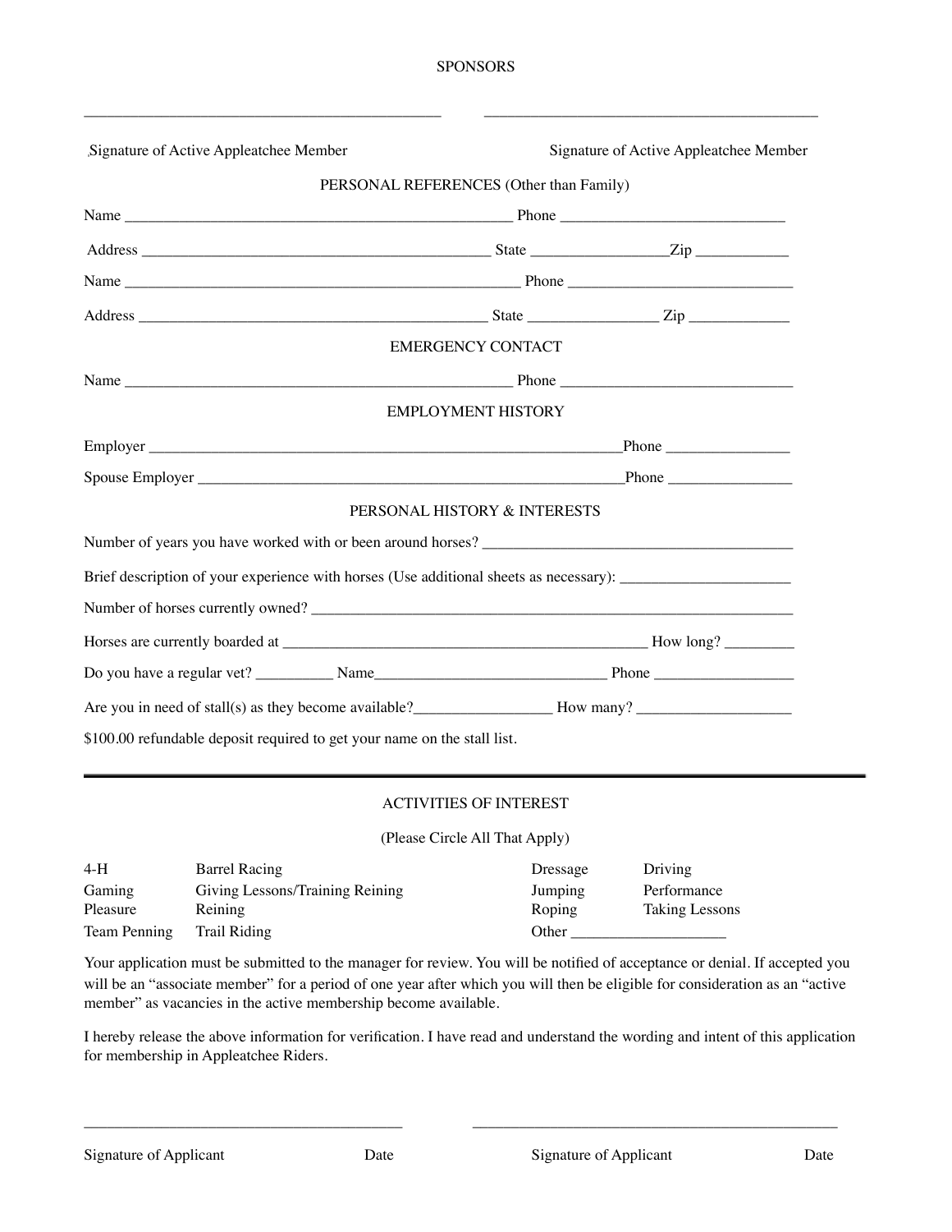SPONSORS

\_\_\_\_\_\_\_\_\_\_\_\_\_\_\_\_\_\_\_\_\_\_\_\_\_\_\_\_\_\_\_\_\_\_\_\_\_\_\_\_\_\_\_\_\_\_\_\_ \_\_\_\_\_\_\_\_\_\_\_\_\_\_\_\_\_\_\_\_\_\_\_\_\_\_\_\_\_\_\_\_\_\_\_\_\_\_\_\_\_\_\_\_\_\_\_

Signature of Active Appleatchee Member Signature of Active Appleatchee Member

PERSONAL REFERENCES (Other than Family)

Name \_\_\_\_\_\_\_\_\_\_\_\_\_\_\_\_\_\_\_\_\_\_\_\_\_\_\_\_\_\_\_\_\_\_\_\_\_\_\_\_\_\_\_\_\_\_\_\_\_\_\_\_ Phone \_\_\_\_\_\_\_\_\_\_\_\_\_\_\_\_\_\_\_\_\_\_\_\_\_\_\_\_\_\_\_\_

Address \_\_\_\_\_\_\_\_\_\_\_\_\_\_\_\_\_\_\_\_\_\_\_\_\_\_\_\_\_\_\_\_\_\_\_\_\_\_\_\_\_\_\_\_\_\_\_\_ State \_\_\_\_\_\_\_\_\_\_\_\_\_\_\_\_\_\_\_\_Zip \_\_\_\_\_\_\_\_\_\_\_\_\_

Name \_\_\_\_\_\_\_\_\_\_\_\_\_\_\_\_\_\_\_\_\_\_\_\_\_\_\_\_\_\_\_\_\_\_\_\_\_\_\_\_\_\_\_\_\_\_\_\_\_\_\_\_\_ Phone \_\_\_\_\_\_\_\_\_\_\_\_\_\_\_\_\_\_\_\_\_\_\_\_\_\_\_\_\_\_\_\_

Address \_\_\_\_\_\_\_\_\_\_\_\_\_\_\_\_\_\_\_\_\_\_\_\_\_\_\_\_\_\_\_\_\_\_\_\_\_\_\_\_\_\_\_\_\_\_\_\_ State \_\_\_\_\_\_\_\_\_\_\_\_\_\_\_\_\_\_ Zip \_\_\_\_\_\_\_\_\_\_\_\_\_\_

EMERGENCY CONTACT

Name \_\_\_\_\_\_\_\_\_\_\_\_\_\_\_\_\_\_\_\_\_\_\_\_\_\_\_\_\_\_\_\_\_\_\_\_\_\_\_\_\_\_\_\_\_\_\_\_\_\_\_\_ Phone \_\_\_\_\_\_\_\_\_\_\_\_\_\_\_\_\_\_\_\_\_\_\_\_\_\_\_\_\_\_\_\_\_

EMPLOYMENT HISTORY

Employer \_\_\_\_\_\_\_\_\_\_\_\_\_\_\_\_\_\_\_\_\_\_\_\_\_\_\_\_\_\_\_\_\_\_\_\_\_\_\_\_\_\_\_\_\_\_\_\_\_\_\_\_\_\_\_\_\_\_\_\_\_\_\_\_Phone \_\_\_\_\_\_\_\_\_\_\_\_\_\_\_\_\_\_

Spouse Employer \_\_\_\_\_\_\_\_\_\_\_\_\_\_\_\_\_\_\_\_\_\_\_\_\_\_\_\_\_\_\_\_\_\_\_\_\_\_\_\_\_\_\_\_\_\_\_\_\_\_\_\_\_\_\_\_\_\_\_Phone \_\_\_\_\_\_\_\_\_\_\_\_\_\_\_\_\_\_

PERSONAL HISTORY & INTERESTS

Number of years you have worked with or been around horses? \_\_\_\_\_\_\_\_\_\_\_\_\_\_\_\_\_\_\_\_\_\_\_\_\_\_\_\_\_\_\_\_\_\_\_\_\_\_\_\_\_\_\_

Brief description of your experience with horses (Use additional sheets as necessary): \_\_\_\_\_\_\_\_\_\_\_\_\_\_\_\_\_\_\_\_\_\_\_\_

Number of horses currently owned? \_\_\_\_\_\_\_\_\_\_\_\_\_\_\_\_\_\_\_\_\_\_\_\_\_\_\_\_\_\_\_\_\_\_\_\_\_\_\_\_\_\_\_\_\_\_\_\_\_\_\_\_\_\_\_\_\_\_\_\_\_\_\_\_\_\_\_\_

Horses are currently boarded at \_\_\_\_\_\_\_\_\_\_\_\_\_\_\_\_\_\_\_\_\_\_\_\_\_\_\_\_\_\_\_\_\_\_\_\_\_\_\_\_\_\_\_\_\_\_\_\_\_\_\_\_\_ How long? \_\_\_\_\_\_\_\_\_\_

Do you have a regular vet? \_\_\_\_\_\_\_\_\_\_\_ Name\_\_\_\_\_\_\_\_\_\_\_\_\_\_\_\_\_\_\_\_\_\_\_\_\_\_\_\_\_\_\_\_\_\_ Phone \_\_\_\_\_\_\_\_\_\_\_\_\_\_\_\_\_\_\_\_

Are you in need of stall(s) as they become available?\_\_\_\_\_\_\_\_\_\_\_\_\_\_\_\_\_\_\_ How many? \_\_\_\_\_\_\_\_\_\_\_\_\_\_\_\_\_\_\_\_\_\_

$100.00 refundable deposit required to get your name on the stall list.

---

ACTIVITIES OF INTEREST

(Please Circle All That Apply)

| | | | |
|---|---|---|---|
| 4-H | Barrel Racing | Dressage | Driving |
| Gaming | Giving Lessons/Training Reining | Jumping | Performance |
| Pleasure | Reining | Roping | Taking Lessons |
| Team Penning | Trail Riding | Other \_\_\_\_\_\_\_\_\_\_\_\_\_\_\_\_\_\_\_\_\_\_ | |

Your application must be submitted to the manager for review. You will be notified of acceptance or denial. If accepted you will be an "associate member" for a period of one year after which you will then be eligible for consideration as an "active member" as vacancies in the active membership become available.

I hereby release the above information for verification. I have read and understand the wording and intent of this application for membership in Appleatchee Riders.

\_\_\_\_\_\_\_\_\_\_\_\_\_\_\_\_\_\_\_\_\_\_\_\_\_\_\_\_\_\_\_\_\_\_\_\_\_\_\_\_\_\_\_\_ \_\_\_\_\_\_\_\_\_\_\_\_\_\_\_\_\_\_\_\_\_\_\_\_\_\_\_\_\_\_\_\_\_\_\_\_\_\_\_\_\_\_\_\_\_\_\_\_\_\_

Signature of Applicant Date Signature of Applicant Date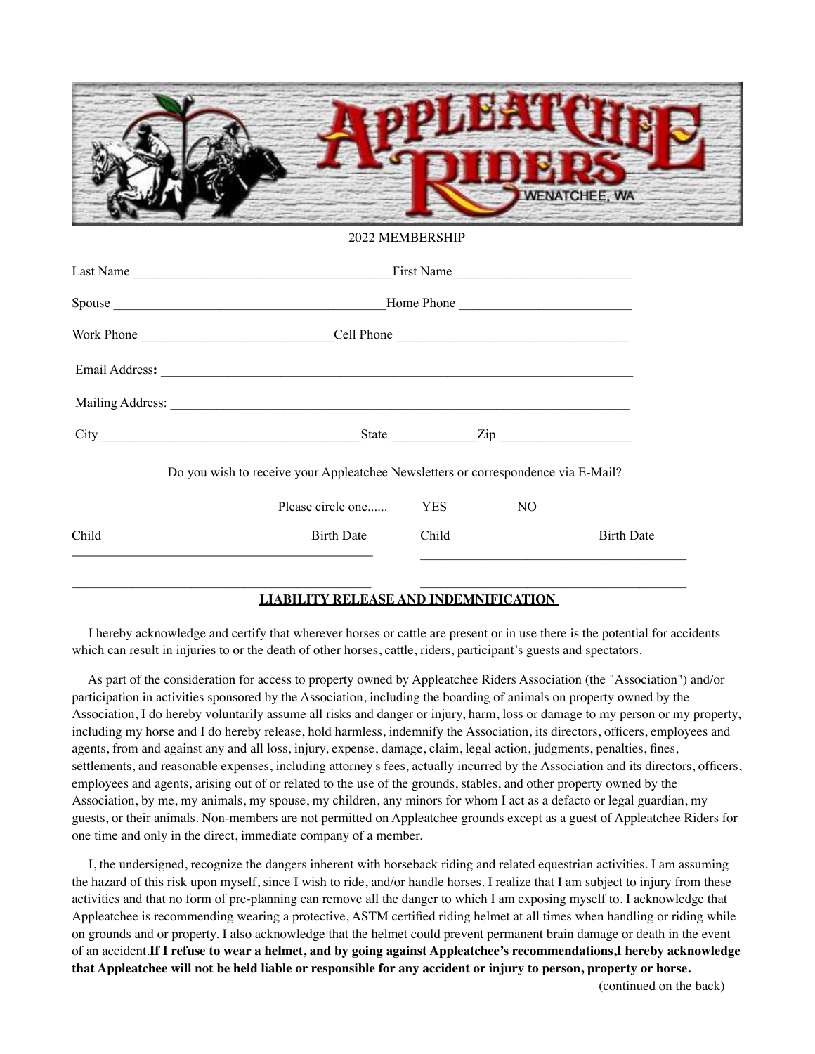2022 MEMBERSHIP

Last Name ______________________________________First Name___________________________

Spouse ________________________________________Home Phone _________________________

Work Phone ____________________________Cell Phone __________________________________

Email Address**:** ______________________________________________________________________

Mailing Address: _____________________________________________________________________

City ______________________________________State ____________Zip ___________________

Do you wish to receive your Appleatchee Newsletters or correspondence via E-Mail?

Please circle one...... YES NO

| Child | Birth Date | Child | Birth Date |
|---|---|---|---|
| | | | |
| | | | |

**LIABILITY RELEASE AND INDEMNIFICATION**

I hereby acknowledge and certify that wherever horses or cattle are present or in use there is the potential for accidents which can result in injuries to or the death of other horses, cattle, riders, participant's guests and spectators.

As part of the consideration for access to property owned by Appleatchee Riders Association (the "Association") and/or participation in activities sponsored by the Association, including the boarding of animals on property owned by the Association, I do hereby voluntarily assume all risks and danger or injury, harm, loss or damage to my person or my property, including my horse and I do hereby release, hold harmless, indemnify the Association, its directors, officers, employees and agents, from and against any and all loss, injury, expense, damage, claim, legal action, judgments, penalties, fines, settlements, and reasonable expenses, including attorney's fees, actually incurred by the Association and its directors, officers, employees and agents, arising out of or related to the use of the grounds, stables, and other property owned by the Association, by me, my animals, my spouse, my children, any minors for whom I act as a defacto or legal guardian, my guests, or their animals. Non-members are not permitted on Appleatchee grounds except as a guest of Appleatchee Riders for one time and only in the direct, immediate company of a member.

I, the undersigned, recognize the dangers inherent with horseback riding and related equestrian activities. I am assuming the hazard of this risk upon myself, since I wish to ride, and/or handle horses. I realize that I am subject to injury from these activities and that no form of pre-planning can remove all the danger to which I am exposing myself to. I acknowledge that Appleatchee is recommending wearing a protective, ASTM certified riding helmet at all times when handling or riding while on grounds and or property. I also acknowledge that the helmet could prevent permanent brain damage or death in the event of an accident.**If I refuse to wear a helmet, and by going against Appleatchee's recommendations,I hereby acknowledge that Appleatchee will not be held liable or responsible for any accident or injury to person, property or horse.**

(continued on the back)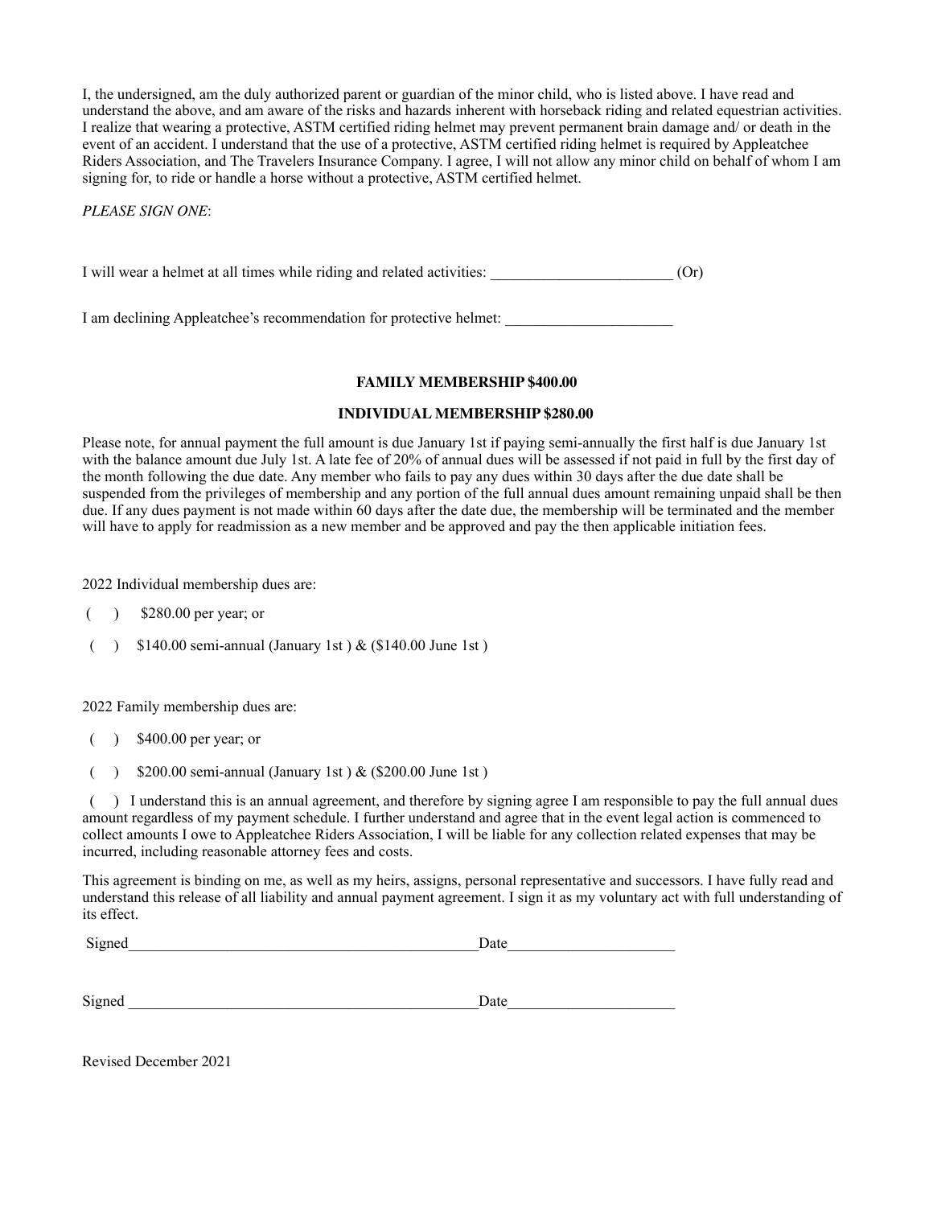I, the undersigned, am the duly authorized parent or guardian of the minor child, who is listed above. I have read and understand the above, and am aware of the risks and hazards inherent with horseback riding and related equestrian activities. I realize that wearing a protective, ASTM certified riding helmet may prevent permanent brain damage and/ or death in the event of an accident. I understand that the use of a protective, ASTM certified riding helmet is required by Appleatchee Riders Association, and The Travelers Insurance Company. I agree, I will not allow any minor child on behalf of whom I am signing for, to ride or handle a horse without a protective, ASTM certified helmet.

*PLEASE SIGN ONE*:

I will wear a helmet at all times while riding and related activities: ________________________ (Or)

I am declining Appleatchee's recommendation for protective helmet: ______________________

**FAMILY MEMBERSHIP $400.00**

**INDIVIDUAL MEMBERSHIP $280.00**

Please note, for annual payment the full amount is due January 1st if paying semi-annually the first half is due January 1st with the balance amount due July 1st. A late fee of 20% of annual dues will be assessed if not paid in full by the first day of the month following the due date. Any member who fails to pay any dues within 30 days after the due date shall be suspended from the privileges of membership and any portion of the full annual dues amount remaining unpaid shall be then due. If any dues payment is not made within 60 days after the date due, the membership will be terminated and the member will have to apply for readmission as a new member and be approved and pay the then applicable initiation fees.

2022 Individual membership dues are:

( ) $280.00 per year; or

( ) $140.00 semi-annual (January 1st ) & ($140.00 June 1st )

2022 Family membership dues are:

( ) $400.00 per year; or

( ) $200.00 semi-annual (January 1st ) & ($200.00 June 1st )

( ) I understand this is an annual agreement, and therefore by signing agree I am responsible to pay the full annual dues amount regardless of my payment schedule. I further understand and agree that in the event legal action is commenced to collect amounts I owe to Appleatchee Riders Association, I will be liable for any collection related expenses that may be incurred, including reasonable attorney fees and costs.

This agreement is binding on me, as well as my heirs, assigns, personal representative and successors. I have fully read and understand this release of all liability and annual payment agreement. I sign it as my voluntary act with full understanding of its effect.

Signed_______________________________________________Date______________________

Signed _______________________________________________Date______________________

Revised December 2021